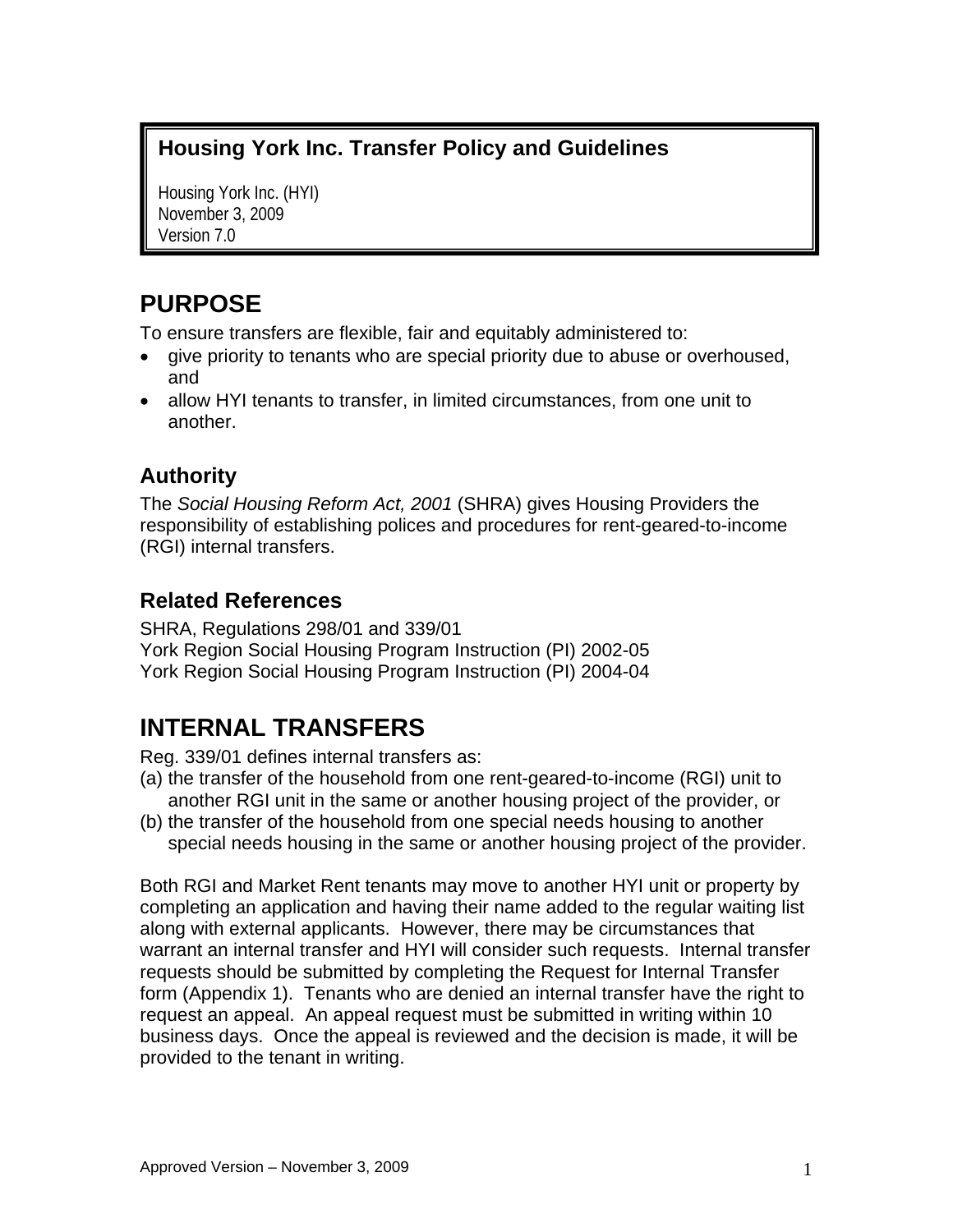# Housing York Inc. Transfer Policy and Guidelines

Housing York Inc. (HYI)
November 3, 2009
Version 7.0

# PURPOSE

To ensure transfers are flexible, fair and equitably administered to:

- give priority to tenants who are special priority due to abuse or overhoused, and
- allow HYI tenants to transfer, in limited circumstances, from one unit to another.

## Authority

The *Social Housing Reform Act, 2001* (SHRA) gives Housing Providers the responsibility of establishing polices and procedures for rent-geared-to-income (RGI) internal transfers.

## Related References

SHRA, Regulations 298/01 and 339/01
York Region Social Housing Program Instruction (PI) 2002-05
York Region Social Housing Program Instruction (PI) 2004-04

# INTERNAL TRANSFERS

Reg. 339/01 defines internal transfers as:

(a) the transfer of the household from one rent-geared-to-income (RGI) unit to another RGI unit in the same or another housing project of the provider, or
(b) the transfer of the household from one special needs housing to another special needs housing in the same or another housing project of the provider.

Both RGI and Market Rent tenants may move to another HYI unit or property by completing an application and having their name added to the regular waiting list along with external applicants. However, there may be circumstances that warrant an internal transfer and HYI will consider such requests. Internal transfer requests should be submitted by completing the Request for Internal Transfer form (Appendix 1). Tenants who are denied an internal transfer have the right to request an appeal. An appeal request must be submitted in writing within 10 business days. Once the appeal is reviewed and the decision is made, it will be provided to the tenant in writing.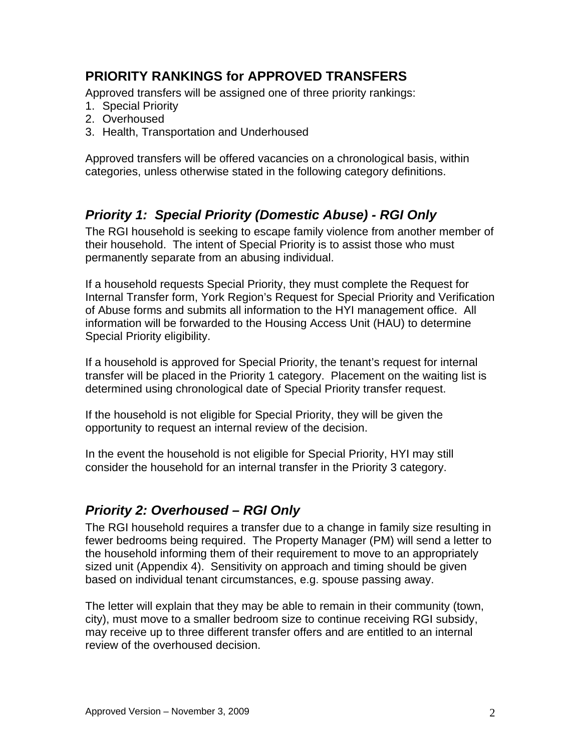## PRIORITY RANKINGS for APPROVED TRANSFERS

Approved transfers will be assigned one of three priority rankings:

1. Special Priority
2. Overhoused
3. Health, Transportation and Underhoused

Approved transfers will be offered vacancies on a chronological basis, within categories, unless otherwise stated in the following category definitions.

### *Priority 1: Special Priority (Domestic Abuse) - RGI Only*

The RGI household is seeking to escape family violence from another member of their household. The intent of Special Priority is to assist those who must permanently separate from an abusing individual.

If a household requests Special Priority, they must complete the Request for Internal Transfer form, York Region's Request for Special Priority and Verification of Abuse forms and submits all information to the HYI management office. All information will be forwarded to the Housing Access Unit (HAU) to determine Special Priority eligibility.

If a household is approved for Special Priority, the tenant's request for internal transfer will be placed in the Priority 1 category. Placement on the waiting list is determined using chronological date of Special Priority transfer request.

If the household is not eligible for Special Priority, they will be given the opportunity to request an internal review of the decision.

In the event the household is not eligible for Special Priority, HYI may still consider the household for an internal transfer in the Priority 3 category.

### *Priority 2: Overhoused – RGI Only*

The RGI household requires a transfer due to a change in family size resulting in fewer bedrooms being required. The Property Manager (PM) will send a letter to the household informing them of their requirement to move to an appropriately sized unit (Appendix 4). Sensitivity on approach and timing should be given based on individual tenant circumstances, e.g. spouse passing away.

The letter will explain that they may be able to remain in their community (town, city), must move to a smaller bedroom size to continue receiving RGI subsidy, may receive up to three different transfer offers and are entitled to an internal review of the overhoused decision.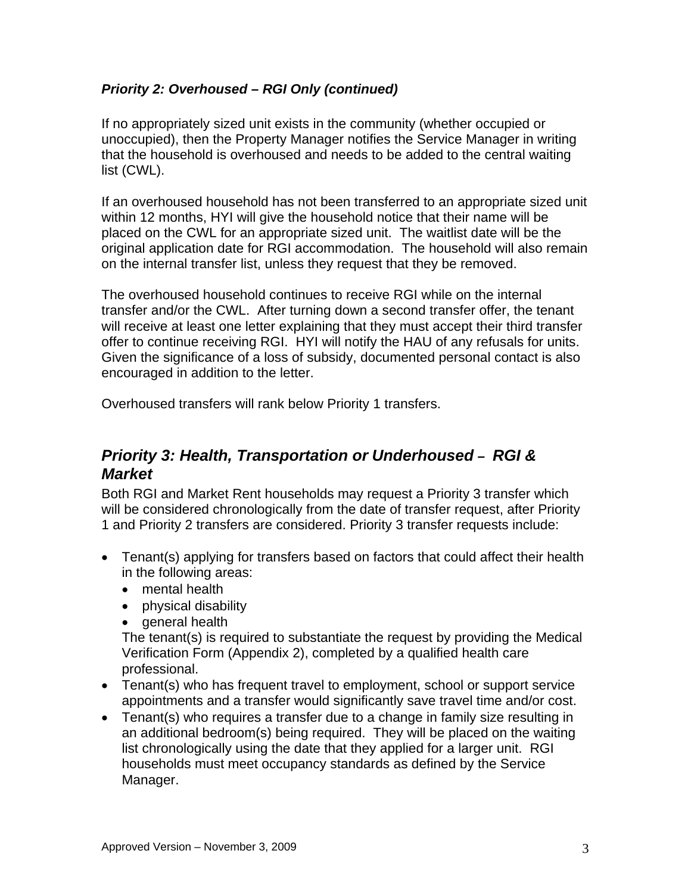### *Priority 2: Overhoused – RGI Only (continued)*

If no appropriately sized unit exists in the community (whether occupied or unoccupied), then the Property Manager notifies the Service Manager in writing that the household is overhoused and needs to be added to the central waiting list (CWL).

If an overhoused household has not been transferred to an appropriate sized unit within 12 months, HYI will give the household notice that their name will be placed on the CWL for an appropriate sized unit. The waitlist date will be the original application date for RGI accommodation. The household will also remain on the internal transfer list, unless they request that they be removed.

The overhoused household continues to receive RGI while on the internal transfer and/or the CWL. After turning down a second transfer offer, the tenant will receive at least one letter explaining that they must accept their third transfer offer to continue receiving RGI. HYI will notify the HAU of any refusals for units. Given the significance of a loss of subsidy, documented personal contact is also encouraged in addition to the letter.

Overhoused transfers will rank below Priority 1 transfers.

## *Priority 3: Health, Transportation or Underhoused – RGI & Market*

Both RGI and Market Rent households may request a Priority 3 transfer which will be considered chronologically from the date of transfer request, after Priority 1 and Priority 2 transfers are considered. Priority 3 transfer requests include:

- Tenant(s) applying for transfers based on factors that could affect their health in the following areas:
  - mental health
  - physical disability
  - general health

  The tenant(s) is required to substantiate the request by providing the Medical Verification Form (Appendix 2), completed by a qualified health care professional.
- Tenant(s) who has frequent travel to employment, school or support service appointments and a transfer would significantly save travel time and/or cost.
- Tenant(s) who requires a transfer due to a change in family size resulting in an additional bedroom(s) being required. They will be placed on the waiting list chronologically using the date that they applied for a larger unit. RGI households must meet occupancy standards as defined by the Service Manager.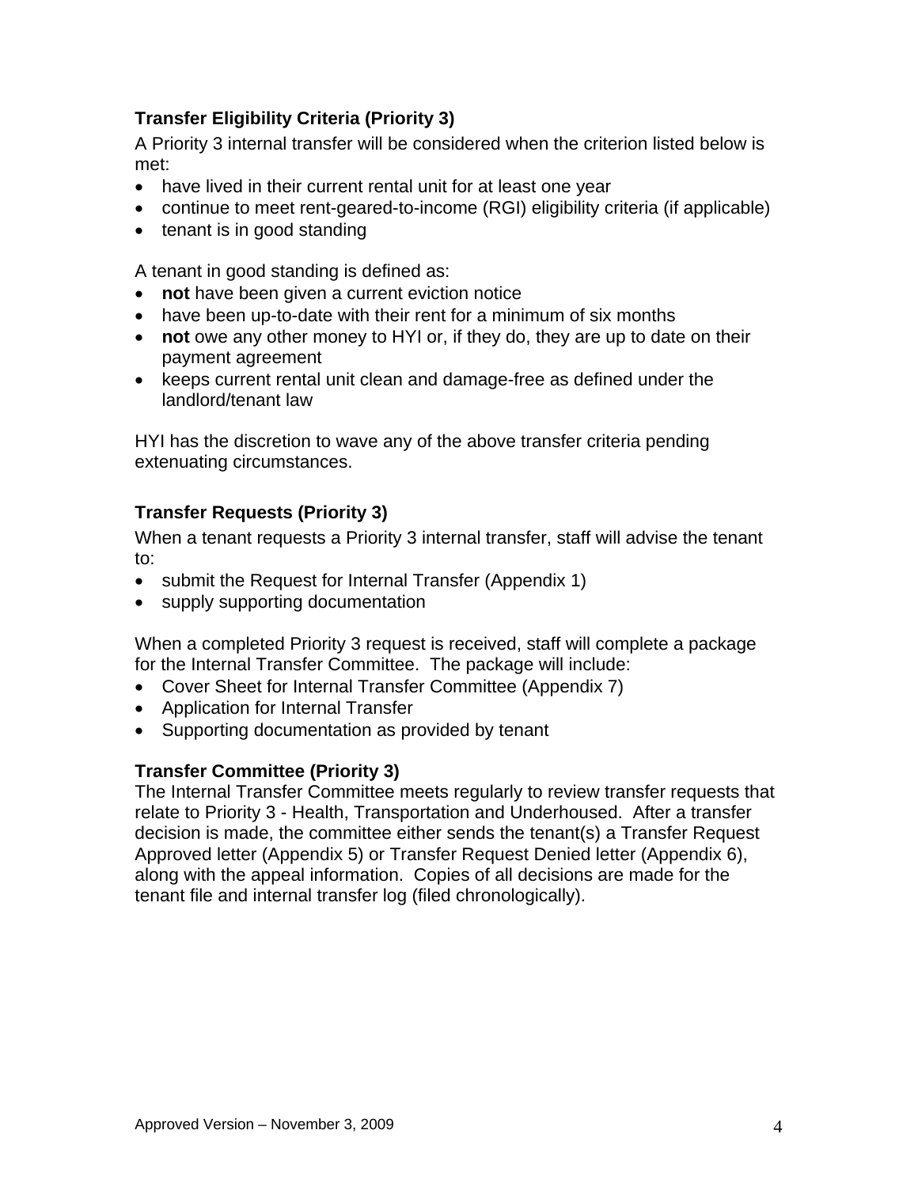### Transfer Eligibility Criteria (Priority 3)

A Priority 3 internal transfer will be considered when the criterion listed below is met:

- have lived in their current rental unit for at least one year
- continue to meet rent-geared-to-income (RGI) eligibility criteria (if applicable)
- tenant is in good standing

A tenant in good standing is defined as:

- **not** have been given a current eviction notice
- have been up-to-date with their rent for a minimum of six months
- **not** owe any other money to HYI or, if they do, they are up to date on their payment agreement
- keeps current rental unit clean and damage-free as defined under the landlord/tenant law

HYI has the discretion to wave any of the above transfer criteria pending extenuating circumstances.

### Transfer Requests (Priority 3)

When a tenant requests a Priority 3 internal transfer, staff will advise the tenant to:

- submit the Request for Internal Transfer (Appendix 1)
- supply supporting documentation

When a completed Priority 3 request is received, staff will complete a package for the Internal Transfer Committee. The package will include:

- Cover Sheet for Internal Transfer Committee (Appendix 7)
- Application for Internal Transfer
- Supporting documentation as provided by tenant

### Transfer Committee (Priority 3)

The Internal Transfer Committee meets regularly to review transfer requests that relate to Priority 3 - Health, Transportation and Underhoused. After a transfer decision is made, the committee either sends the tenant(s) a Transfer Request Approved letter (Appendix 5) or Transfer Request Denied letter (Appendix 6), along with the appeal information. Copies of all decisions are made for the tenant file and internal transfer log (filed chronologically).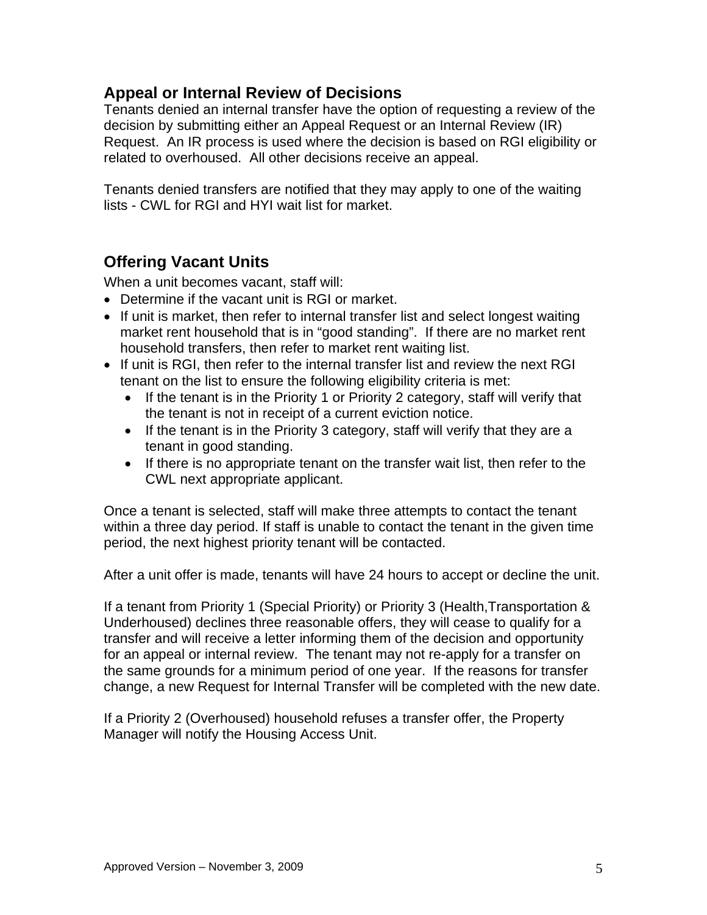## Appeal or Internal Review of Decisions

Tenants denied an internal transfer have the option of requesting a review of the decision by submitting either an Appeal Request or an Internal Review (IR) Request. An IR process is used where the decision is based on RGI eligibility or related to overhoused. All other decisions receive an appeal.

Tenants denied transfers are notified that they may apply to one of the waiting lists - CWL for RGI and HYI wait list for market.

## Offering Vacant Units

When a unit becomes vacant, staff will:

- Determine if the vacant unit is RGI or market.
- If unit is market, then refer to internal transfer list and select longest waiting market rent household that is in “good standing”. If there are no market rent household transfers, then refer to market rent waiting list.
- If unit is RGI, then refer to the internal transfer list and review the next RGI tenant on the list to ensure the following eligibility criteria is met:
  - If the tenant is in the Priority 1 or Priority 2 category, staff will verify that the tenant is not in receipt of a current eviction notice.
  - If the tenant is in the Priority 3 category, staff will verify that they are a tenant in good standing.
  - If there is no appropriate tenant on the transfer wait list, then refer to the CWL next appropriate applicant.

Once a tenant is selected, staff will make three attempts to contact the tenant within a three day period. If staff is unable to contact the tenant in the given time period, the next highest priority tenant will be contacted.

After a unit offer is made, tenants will have 24 hours to accept or decline the unit.

If a tenant from Priority 1 (Special Priority) or Priority 3 (Health,Transportation & Underhoused) declines three reasonable offers, they will cease to qualify for a transfer and will receive a letter informing them of the decision and opportunity for an appeal or internal review. The tenant may not re-apply for a transfer on the same grounds for a minimum period of one year. If the reasons for transfer change, a new Request for Internal Transfer will be completed with the new date.

If a Priority 2 (Overhoused) household refuses a transfer offer, the Property Manager will notify the Housing Access Unit.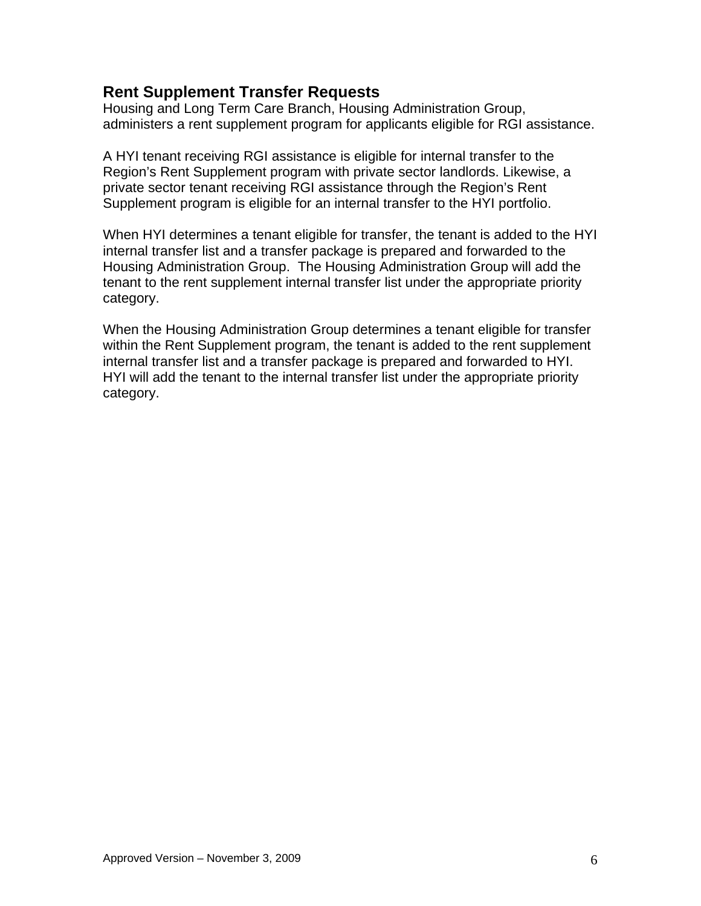## Rent Supplement Transfer Requests

Housing and Long Term Care Branch, Housing Administration Group, administers a rent supplement program for applicants eligible for RGI assistance.

A HYI tenant receiving RGI assistance is eligible for internal transfer to the Region's Rent Supplement program with private sector landlords. Likewise, a private sector tenant receiving RGI assistance through the Region's Rent Supplement program is eligible for an internal transfer to the HYI portfolio.

When HYI determines a tenant eligible for transfer, the tenant is added to the HYI internal transfer list and a transfer package is prepared and forwarded to the Housing Administration Group. The Housing Administration Group will add the tenant to the rent supplement internal transfer list under the appropriate priority category.

When the Housing Administration Group determines a tenant eligible for transfer within the Rent Supplement program, the tenant is added to the rent supplement internal transfer list and a transfer package is prepared and forwarded to HYI. HYI will add the tenant to the internal transfer list under the appropriate priority category.